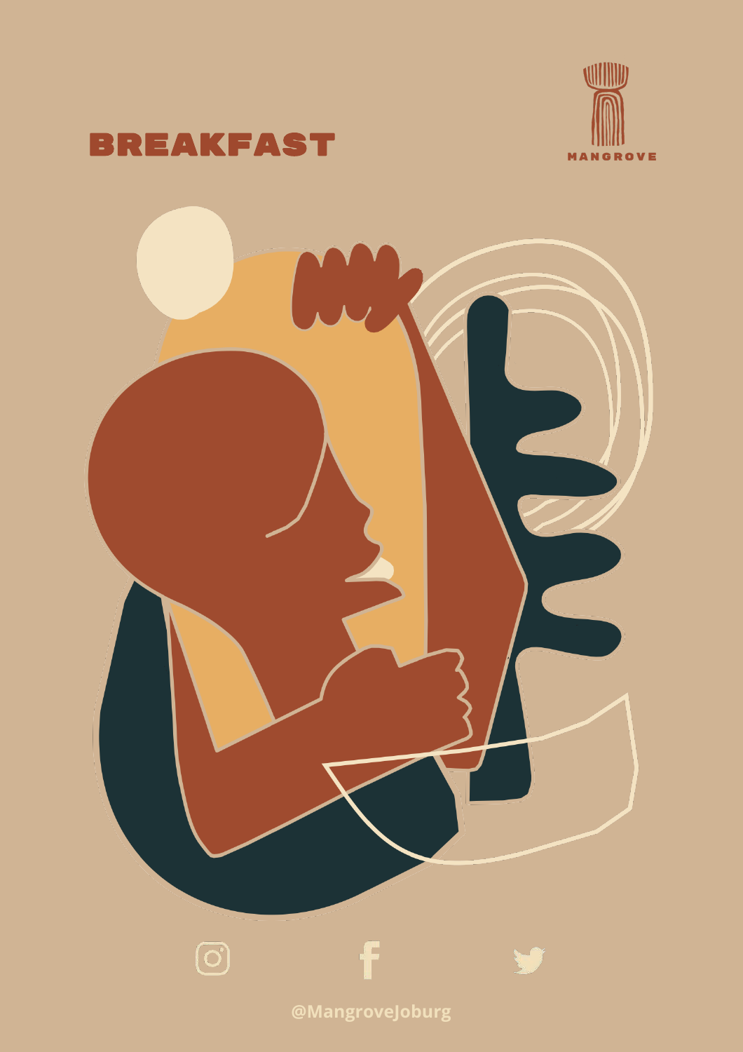# BREAKFAST

MANGROVE

@MangroveJoburg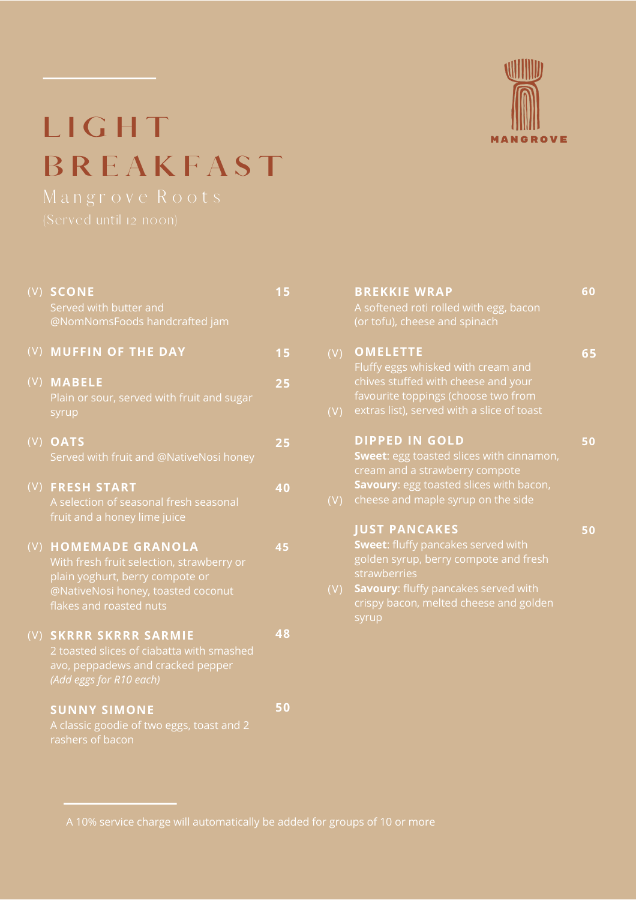# LIGHT BREAKFAST

MANGROVE

## Mangrove Roots

(Served until 12 noon)

(V) **SCONE** — 15
Served with butter and @NomNomsFoods handcrafted jam

(V) **MUFFIN OF THE DAY** — 15

(V) **MABELE** — 25
Plain or sour, served with fruit and sugar syrup

(V) **OATS** — 25
Served with fruit and @NativeNosi honey

(V) **FRESH START** — 40
A selection of seasonal fresh seasonal fruit and a honey lime juice

(V) **HOMEMADE GRANOLA** — 45
With fresh fruit selection, strawberry or plain yoghurt, berry compote or @NativeNosi honey, toasted coconut flakes and roasted nuts

(V) **SKRRR SKRRR SARMIE** — 48
2 toasted slices of ciabatta with smashed avo, peppadews and cracked pepper
*(Add eggs for R10 each)*

**SUNNY SIMONE** — 50
A classic goodie of two eggs, toast and 2 rashers of bacon

**BREKKIE WRAP** — 60
A softened roti rolled with egg, bacon (or tofu), cheese and spinach

(V) **OMELETTE** — 65
Fluffy eggs whisked with cream and chives stuffed with cheese and your favourite toppings (choose two from extras list), served with a slice of toast (V)

**DIPPED IN GOLD** — 50
**Sweet**: egg toasted slices with cinnamon, cream and a strawberry compote
**Savoury**: egg toasted slices with bacon, cheese and maple syrup on the side (V)

**JUST PANCAKES** — 50
**Sweet**: fluffy pancakes served with golden syrup, berry compote and fresh strawberries
(V) **Savoury**: fluffy pancakes served with crispy bacon, melted cheese and golden syrup

A 10% service charge will automatically be added for groups of 10 or more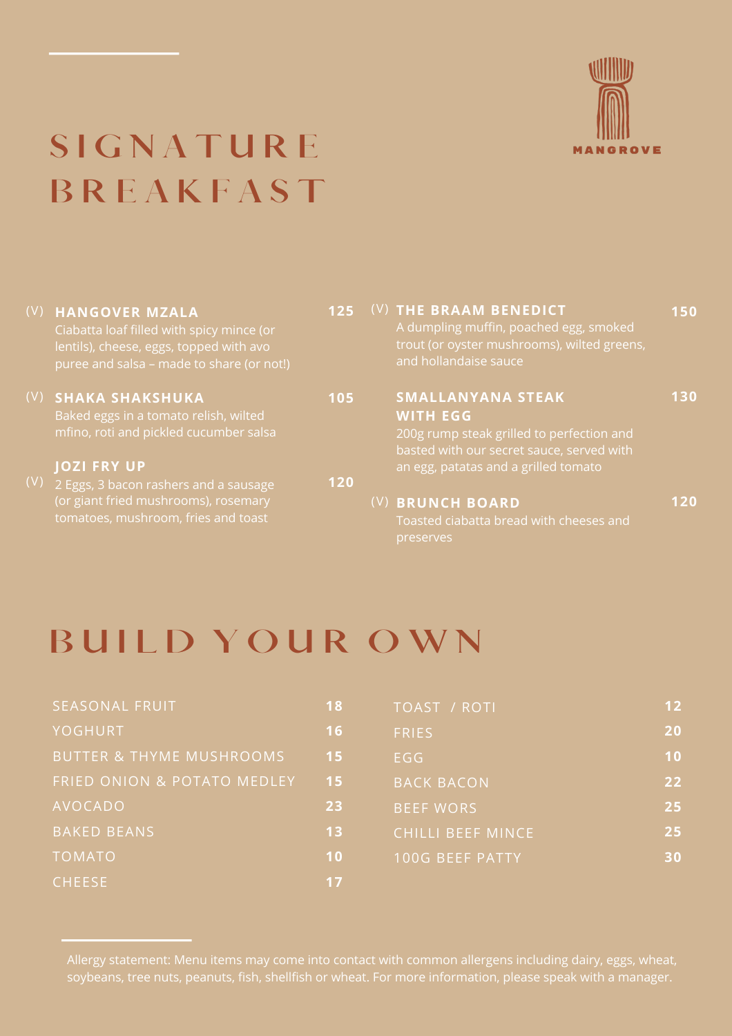MANGROVE

# SIGNATURE BREAKFAST

**(V) HANGOVER MZALA** — **125**
Ciabatta loaf filled with spicy mince (or lentils), cheese, eggs, topped with avo puree and salsa – made to share (or not!)

**(V) SHAKA SHAKSHUKA** — **105**
Baked eggs in a tomato relish, wilted mfino, roti and pickled cucumber salsa

**(V) JOZI FRY UP** — **120**
2 Eggs, 3 bacon rashers and a sausage (or giant fried mushrooms), rosemary tomatoes, mushroom, fries and toast

**(V) THE BRAAM BENEDICT** — **150**
A dumpling muffin, poached egg, smoked trout (or oyster mushrooms), wilted greens, and hollandaise sauce

**SMALLANYANA STEAK WITH EGG** — **130**
200g rump steak grilled to perfection and basted with our secret sauce, served with an egg, patatas and a grilled tomato

**(V) BRUNCH BOARD** — **120**
Toasted ciabatta bread with cheeses and preserves

# BUILD YOUR OWN

| Item | Price |
|---|---|
| SEASONAL FRUIT | 18 |
| YOGHURT | 16 |
| BUTTER & THYME MUSHROOMS | 15 |
| FRIED ONION & POTATO MEDLEY | 15 |
| AVOCADO | 23 |
| BAKED BEANS | 13 |
| TOMATO | 10 |
| CHEESE | 17 |
| TOAST / ROTI | 12 |
| FRIES | 20 |
| EGG | 10 |
| BACK BACON | 22 |
| BEEF WORS | 25 |
| CHILLI BEEF MINCE | 25 |
| 100G BEEF PATTY | 30 |

Allergy statement: Menu items may come into contact with common allergens including dairy, eggs, wheat, soybeans, tree nuts, peanuts, fish, shellfish or wheat. For more information, please speak with a manager.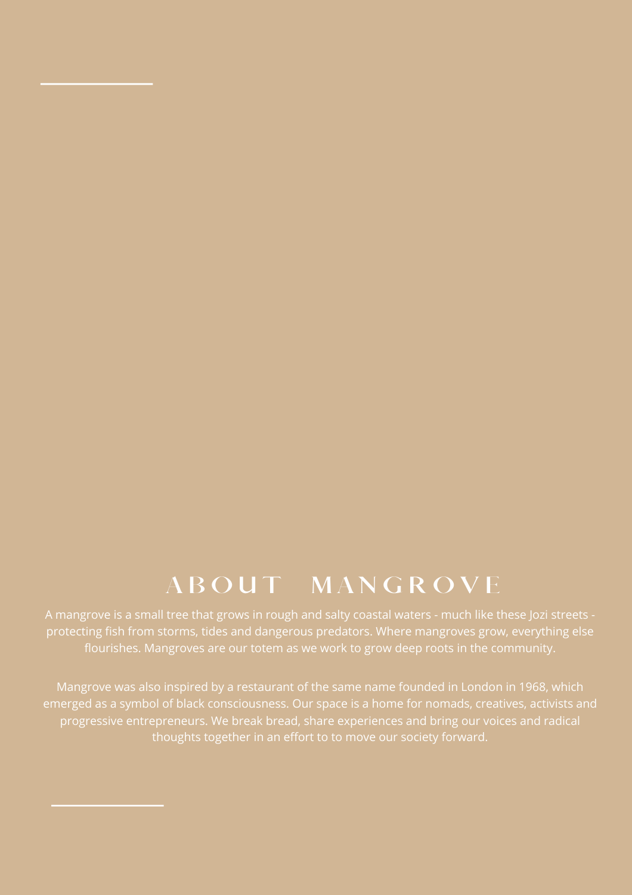# ABOUT MANGROVE

A mangrove is a small tree that grows in rough and salty coastal waters - much like these Jozi streets - protecting fish from storms, tides and dangerous predators. Where mangroves grow, everything else flourishes. Mangroves are our totem as we work to grow deep roots in the community.

Mangrove was also inspired by a restaurant of the same name founded in London in 1968, which emerged as a symbol of black consciousness. Our space is a home for nomads, creatives, activists and progressive entrepreneurs. We break bread, share experiences and bring our voices and radical thoughts together in an effort to to move our society forward.